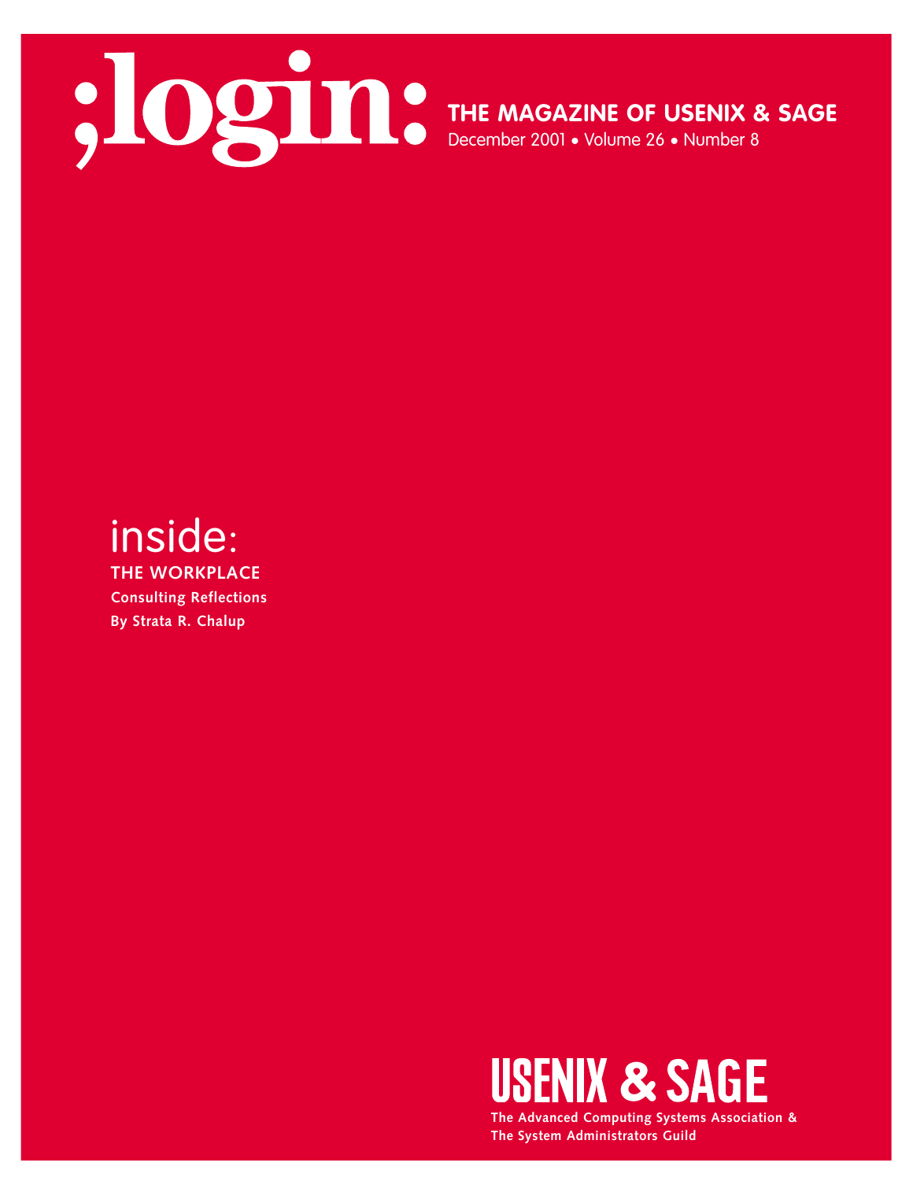# ;login:

**THE MAGAZINE OF USENIX & SAGE**

December 2001 • Volume 26 • Number 8

## inside:

**THE WORKPLACE**

**Consulting Reflections**

**By Strata R. Chalup**

**USENIX & SAGE**

**The Advanced Computing Systems Association & The System Administrators Guild**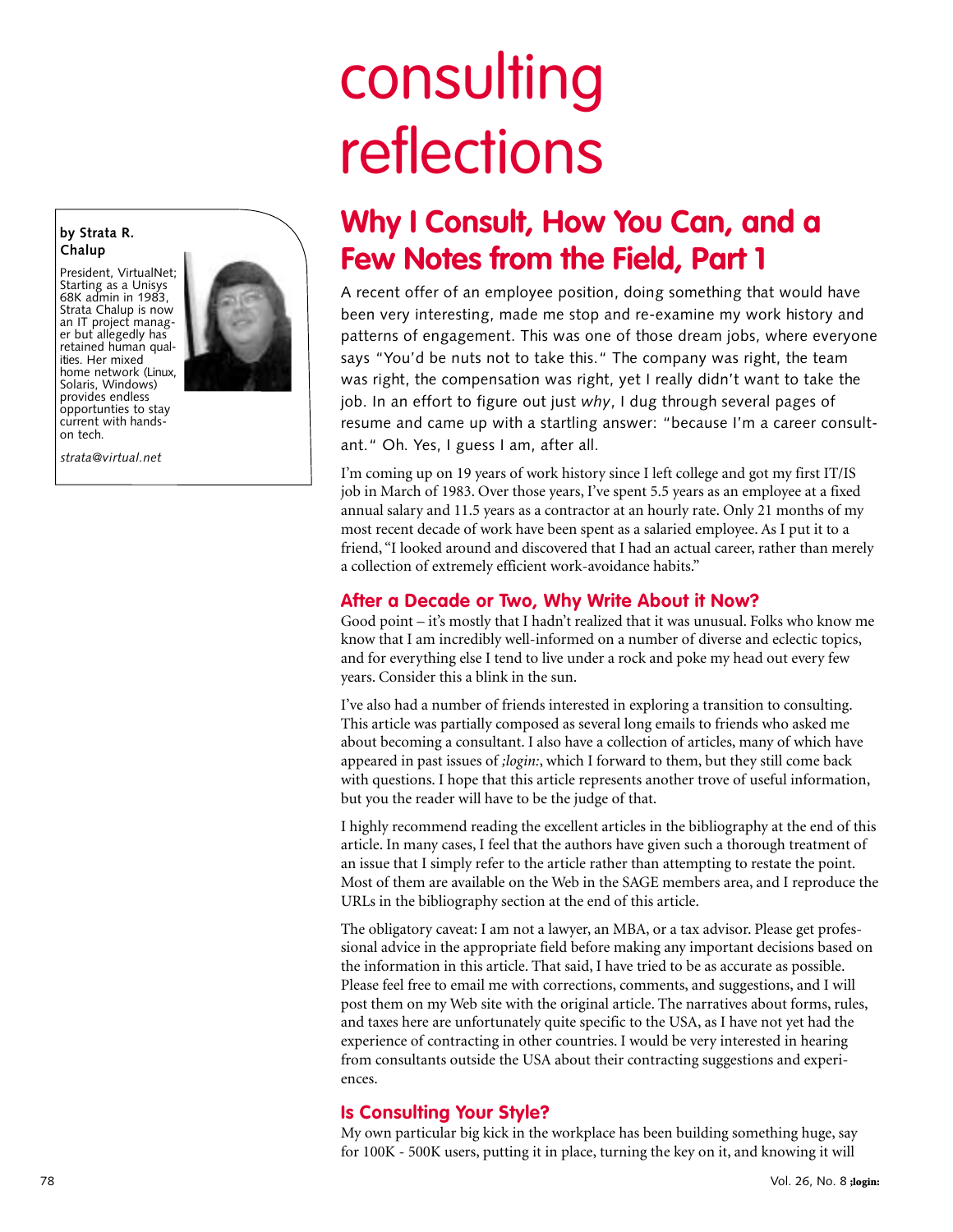# consulting reflections

**by Strata R. Chalup**

President, VirtualNet; Starting as a Unisys 68K admin in 1983, Strata Chalup is now an IT project manager but allegedly has retained human qualities. Her mixed home network (Linux, Solaris, Windows) provides endless opportunties to stay current with hands-on tech.

*strata@virtual.net*

## Why I Consult, How You Can, and a Few Notes from the Field, Part 1

A recent offer of an employee position, doing something that would have been very interesting, made me stop and re-examine my work history and patterns of engagement. This was one of those dream jobs, where everyone says "You'd be nuts not to take this." The company was right, the team was right, the compensation was right, yet I really didn't want to take the job. In an effort to figure out just *why*, I dug through several pages of resume and came up with a startling answer: "because I'm a career consultant." Oh. Yes, I guess I am, after all.

I'm coming up on 19 years of work history since I left college and got my first IT/IS job in March of 1983. Over those years, I've spent 5.5 years as an employee at a fixed annual salary and 11.5 years as a contractor at an hourly rate. Only 21 months of my most recent decade of work have been spent as a salaried employee. As I put it to a friend, "I looked around and discovered that I had an actual career, rather than merely a collection of extremely efficient work-avoidance habits."

### After a Decade or Two, Why Write About it Now?

Good point – it's mostly that I hadn't realized that it was unusual. Folks who know me know that I am incredibly well-informed on a number of diverse and eclectic topics, and for everything else I tend to live under a rock and poke my head out every few years. Consider this a blink in the sun.

I've also had a number of friends interested in exploring a transition to consulting. This article was partially composed as several long emails to friends who asked me about becoming a consultant. I also have a collection of articles, many of which have appeared in past issues of *;login:*, which I forward to them, but they still come back with questions. I hope that this article represents another trove of useful information, but you the reader will have to be the judge of that.

I highly recommend reading the excellent articles in the bibliography at the end of this article. In many cases, I feel that the authors have given such a thorough treatment of an issue that I simply refer to the article rather than attempting to restate the point. Most of them are available on the Web in the SAGE members area, and I reproduce the URLs in the bibliography section at the end of this article.

The obligatory caveat: I am not a lawyer, an MBA, or a tax advisor. Please get professional advice in the appropriate field before making any important decisions based on the information in this article. That said, I have tried to be as accurate as possible. Please feel free to email me with corrections, comments, and suggestions, and I will post them on my Web site with the original article. The narratives about forms, rules, and taxes here are unfortunately quite specific to the USA, as I have not yet had the experience of contracting in other countries. I would be very interested in hearing from consultants outside the USA about their contracting suggestions and experiences.

### Is Consulting Your Style?

My own particular big kick in the workplace has been building something huge, say for 100K - 500K users, putting it in place, turning the key on it, and knowing it will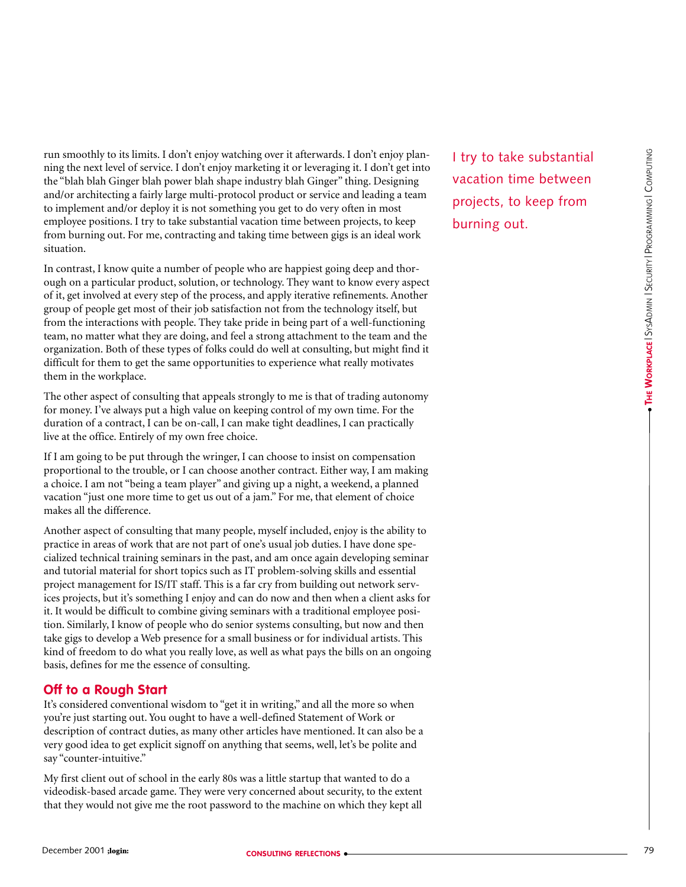run smoothly to its limits. I don't enjoy watching over it afterwards. I don't enjoy planning the next level of service. I don't enjoy marketing it or leveraging it. I don't get into the "blah blah Ginger blah power blah shape industry blah Ginger" thing. Designing and/or architecting a fairly large multi-protocol product or service and leading a team to implement and/or deploy it is not something you get to do very often in most employee positions. I try to take substantial vacation time between projects, to keep from burning out. For me, contracting and taking time between gigs is an ideal work situation.

In contrast, I know quite a number of people who are happiest going deep and thorough on a particular product, solution, or technology. They want to know every aspect of it, get involved at every step of the process, and apply iterative refinements. Another group of people get most of their job satisfaction not from the technology itself, but from the interactions with people. They take pride in being part of a well-functioning team, no matter what they are doing, and feel a strong attachment to the team and the organization. Both of these types of folks could do well at consulting, but might find it difficult for them to get the same opportunities to experience what really motivates them in the workplace.

The other aspect of consulting that appeals strongly to me is that of trading autonomy for money. I've always put a high value on keeping control of my own time. For the duration of a contract, I can be on-call, I can make tight deadlines, I can practically live at the office. Entirely of my own free choice.

If I am going to be put through the wringer, I can choose to insist on compensation proportional to the trouble, or I can choose another contract. Either way, I am making a choice. I am not "being a team player" and giving up a night, a weekend, a planned vacation "just one more time to get us out of a jam." For me, that element of choice makes all the difference.

Another aspect of consulting that many people, myself included, enjoy is the ability to practice in areas of work that are not part of one's usual job duties. I have done specialized technical training seminars in the past, and am once again developing seminar and tutorial material for short topics such as IT problem-solving skills and essential project management for IS/IT staff. This is a far cry from building out network services projects, but it's something I enjoy and can do now and then when a client asks for it. It would be difficult to combine giving seminars with a traditional employee position. Similarly, I know of people who do senior systems consulting, but now and then take gigs to develop a Web presence for a small business or for individual artists. This kind of freedom to do what you really love, as well as what pays the bills on an ongoing basis, defines for me the essence of consulting.

## Off to a Rough Start

It's considered conventional wisdom to "get it in writing," and all the more so when you're just starting out. You ought to have a well-defined Statement of Work or description of contract duties, as many other articles have mentioned. It can also be a very good idea to get explicit signoff on anything that seems, well, let's be polite and say "counter-intuitive."

My first client out of school in the early 80s was a little startup that wanted to do a videodisk-based arcade game. They were very concerned about security, to the extent that they would not give me the root password to the machine on which they kept all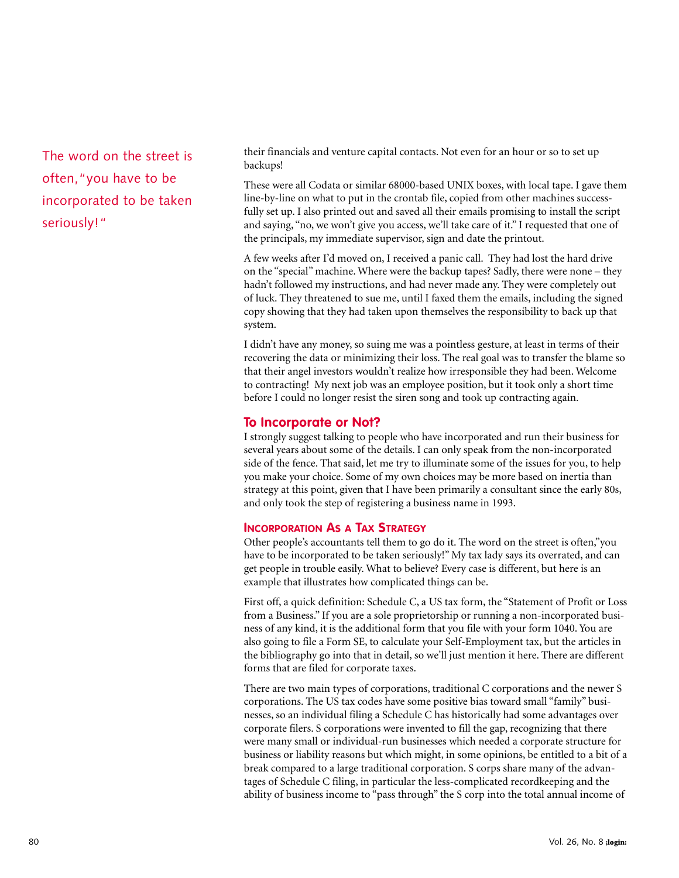their financials and venture capital contacts. Not even for an hour or so to set up backups!

These were all Codata or similar 68000-based UNIX boxes, with local tape. I gave them line-by-line on what to put in the crontab file, copied from other machines successfully set up. I also printed out and saved all their emails promising to install the script and saying, "no, we won't give you access, we'll take care of it." I requested that one of the principals, my immediate supervisor, sign and date the printout.

A few weeks after I'd moved on, I received a panic call. They had lost the hard drive on the "special" machine. Where were the backup tapes? Sadly, there were none – they hadn't followed my instructions, and had never made any. They were completely out of luck. They threatened to sue me, until I faxed them the emails, including the signed copy showing that they had taken upon themselves the responsibility to back up that system.

I didn't have any money, so suing me was a pointless gesture, at least in terms of their recovering the data or minimizing their loss. The real goal was to transfer the blame so that their angel investors wouldn't realize how irresponsible they had been. Welcome to contracting! My next job was an employee position, but it took only a short time before I could no longer resist the siren song and took up contracting again.

## To Incorporate or Not?

I strongly suggest talking to people who have incorporated and run their business for several years about some of the details. I can only speak from the non-incorporated side of the fence. That said, let me try to illuminate some of the issues for you, to help you make your choice. Some of my own choices may be more based on inertia than strategy at this point, given that I have been primarily a consultant since the early 80s, and only took the step of registering a business name in 1993.

### Incorporation As a Tax Strategy

> The word on the street is often, "you have to be incorporated to be taken seriously!"

Other people's accountants tell them to go do it. The word on the street is often,"you have to be incorporated to be taken seriously!" My tax lady says its overrated, and can get people in trouble easily. What to believe? Every case is different, but here is an example that illustrates how complicated things can be.

First off, a quick definition: Schedule C, a US tax form, the "Statement of Profit or Loss from a Business." If you are a sole proprietorship or running a non-incorporated business of any kind, it is the additional form that you file with your form 1040. You are also going to file a Form SE, to calculate your Self-Employment tax, but the articles in the bibliography go into that in detail, so we'll just mention it here. There are different forms that are filed for corporate taxes.

There are two main types of corporations, traditional C corporations and the newer S corporations. The US tax codes have some positive bias toward small "family" businesses, so an individual filing a Schedule C has historically had some advantages over corporate filers. S corporations were invented to fill the gap, recognizing that there were many small or individual-run businesses which needed a corporate structure for business or liability reasons but which might, in some opinions, be entitled to a bit of a break compared to a large traditional corporation. S corps share many of the advantages of Schedule C filing, in particular the less-complicated recordkeeping and the ability of business income to "pass through" the S corp into the total annual income of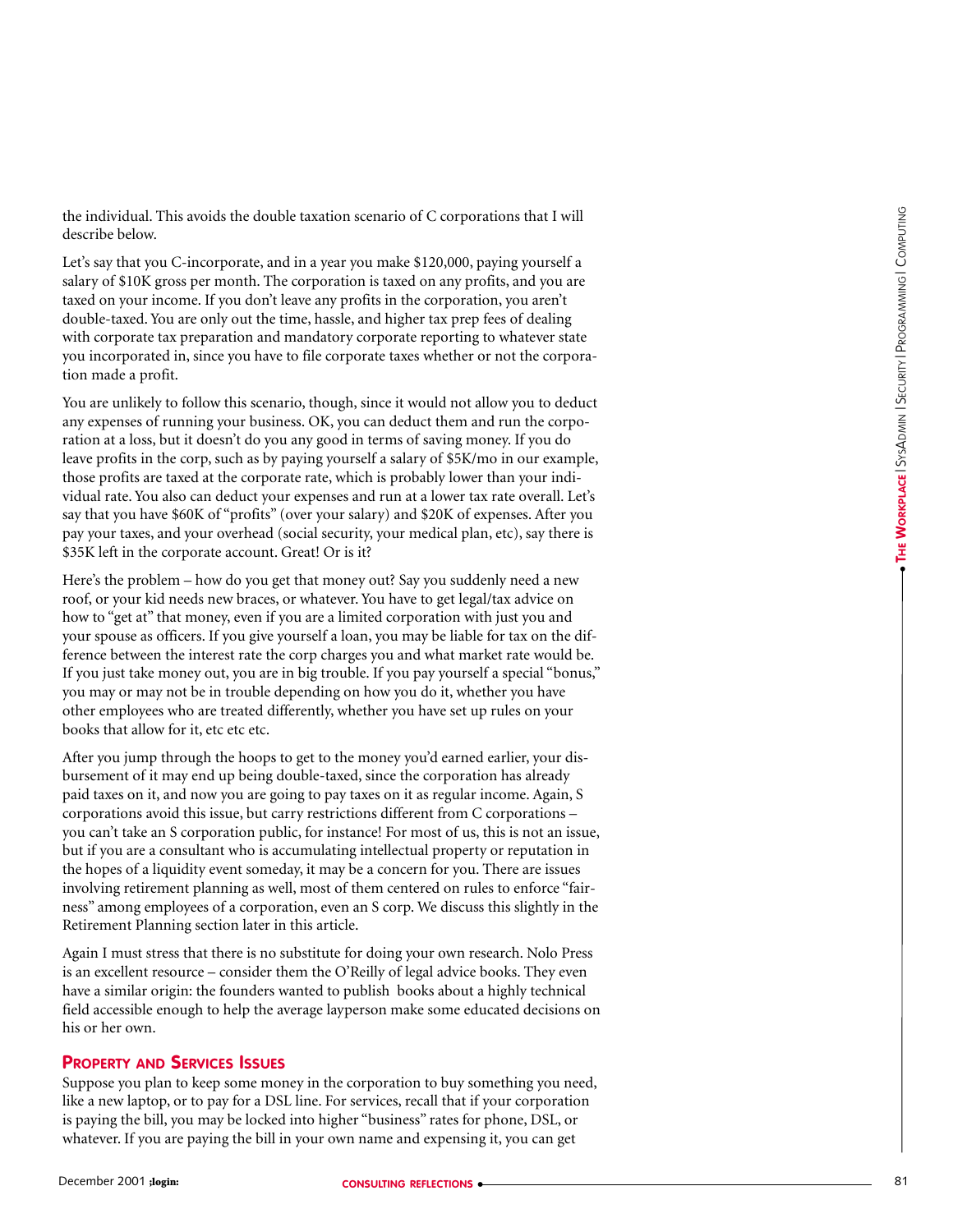the individual. This avoids the double taxation scenario of C corporations that I will describe below.

Let's say that you C-incorporate, and in a year you make $120,000, paying yourself a salary of $10K gross per month. The corporation is taxed on any profits, and you are taxed on your income. If you don't leave any profits in the corporation, you aren't double-taxed. You are only out the time, hassle, and higher tax prep fees of dealing with corporate tax preparation and mandatory corporate reporting to whatever state you incorporated in, since you have to file corporate taxes whether or not the corporation made a profit.

You are unlikely to follow this scenario, though, since it would not allow you to deduct any expenses of running your business. OK, you can deduct them and run the corporation at a loss, but it doesn't do you any good in terms of saving money. If you do leave profits in the corp, such as by paying yourself a salary of $5K/mo in our example, those profits are taxed at the corporate rate, which is probably lower than your individual rate. You also can deduct your expenses and run at a lower tax rate overall. Let's say that you have $60K of "profits" (over your salary) and $20K of expenses. After you pay your taxes, and your overhead (social security, your medical plan, etc), say there is $35K left in the corporate account. Great! Or is it?

Here's the problem – how do you get that money out? Say you suddenly need a new roof, or your kid needs new braces, or whatever. You have to get legal/tax advice on how to "get at" that money, even if you are a limited corporation with just you and your spouse as officers. If you give yourself a loan, you may be liable for tax on the difference between the interest rate the corp charges you and what market rate would be. If you just take money out, you are in big trouble. If you pay yourself a special "bonus," you may or may not be in trouble depending on how you do it, whether you have other employees who are treated differently, whether you have set up rules on your books that allow for it, etc etc etc.

After you jump through the hoops to get to the money you'd earned earlier, your disbursement of it may end up being double-taxed, since the corporation has already paid taxes on it, and now you are going to pay taxes on it as regular income. Again, S corporations avoid this issue, but carry restrictions different from C corporations – you can't take an S corporation public, for instance! For most of us, this is not an issue, but if you are a consultant who is accumulating intellectual property or reputation in the hopes of a liquidity event someday, it may be a concern for you. There are issues involving retirement planning as well, most of them centered on rules to enforce "fairness" among employees of a corporation, even an S corp. We discuss this slightly in the Retirement Planning section later in this article.

Again I must stress that there is no substitute for doing your own research. Nolo Press is an excellent resource – consider them the O'Reilly of legal advice books. They even have a similar origin: the founders wanted to publish books about a highly technical field accessible enough to help the average layperson make some educated decisions on his or her own.

## Property and Services Issues

Suppose you plan to keep some money in the corporation to buy something you need, like a new laptop, or to pay for a DSL line. For services, recall that if your corporation is paying the bill, you may be locked into higher "business" rates for phone, DSL, or whatever. If you are paying the bill in your own name and expensing it, you can get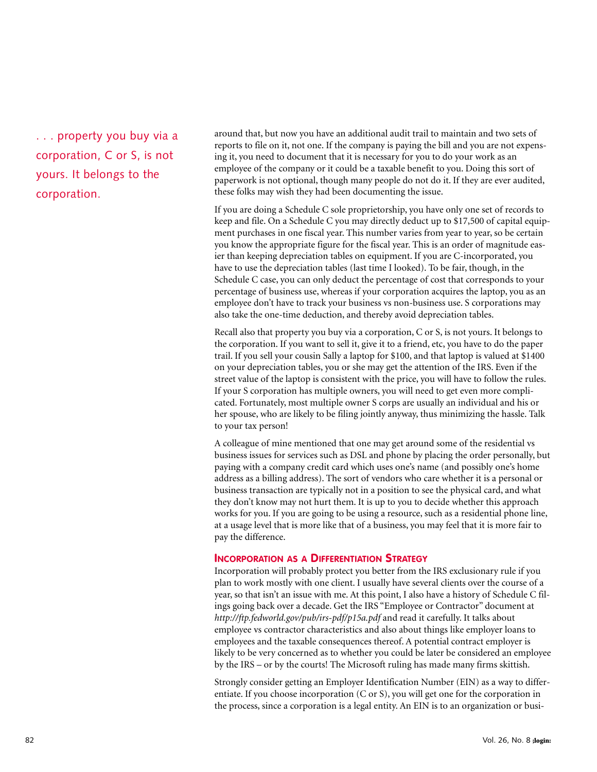. . . property you buy via a corporation, C or S, is not yours. It belongs to the corporation.

around that, but now you have an additional audit trail to maintain and two sets of reports to file on it, not one. If the company is paying the bill and you are not expensing it, you need to document that it is necessary for you to do your work as an employee of the company or it could be a taxable benefit to you. Doing this sort of paperwork is not optional, though many people do not do it. If they are ever audited, these folks may wish they had been documenting the issue.

If you are doing a Schedule C sole proprietorship, you have only one set of records to keep and file. On a Schedule C you may directly deduct up to $17,500 of capital equipment purchases in one fiscal year. This number varies from year to year, so be certain you know the appropriate figure for the fiscal year. This is an order of magnitude easier than keeping depreciation tables on equipment. If you are C-incorporated, you have to use the depreciation tables (last time I looked). To be fair, though, in the Schedule C case, you can only deduct the percentage of cost that corresponds to your percentage of business use, whereas if your corporation acquires the laptop, you as an employee don't have to track your business vs non-business use. S corporations may also take the one-time deduction, and thereby avoid depreciation tables.

Recall also that property you buy via a corporation, C or S, is not yours. It belongs to the corporation. If you want to sell it, give it to a friend, etc, you have to do the paper trail. If you sell your cousin Sally a laptop for $100, and that laptop is valued at $1400 on your depreciation tables, you or she may get the attention of the IRS. Even if the street value of the laptop is consistent with the price, you will have to follow the rules. If your S corporation has multiple owners, you will need to get even more complicated. Fortunately, most multiple owner S corps are usually an individual and his or her spouse, who are likely to be filing jointly anyway, thus minimizing the hassle. Talk to your tax person!

A colleague of mine mentioned that one may get around some of the residential vs business issues for services such as DSL and phone by placing the order personally, but paying with a company credit card which uses one's name (and possibly one's home address as a billing address). The sort of vendors who care whether it is a personal or business transaction are typically not in a position to see the physical card, and what they don't know may not hurt them. It is up to you to decide whether this approach works for you. If you are going to be using a resource, such as a residential phone line, at a usage level that is more like that of a business, you may feel that it is more fair to pay the difference.

### Incorporation as a Differentiation Strategy

Incorporation will probably protect you better from the IRS exclusionary rule if you plan to work mostly with one client. I usually have several clients over the course of a year, so that isn't an issue with me. At this point, I also have a history of Schedule C filings going back over a decade. Get the IRS "Employee or Contractor" document at *http://ftp.fedworld.gov/pub/irs-pdf/p15a.pdf* and read it carefully. It talks about employee vs contractor characteristics and also about things like employer loans to employees and the taxable consequences thereof. A potential contract employer is likely to be very concerned as to whether you could be later be considered an employee by the IRS – or by the courts! The Microsoft ruling has made many firms skittish.

Strongly consider getting an Employer Identification Number (EIN) as a way to differentiate. If you choose incorporation (C or S), you will get one for the corporation in the process, since a corporation is a legal entity. An EIN is to an organization or busi-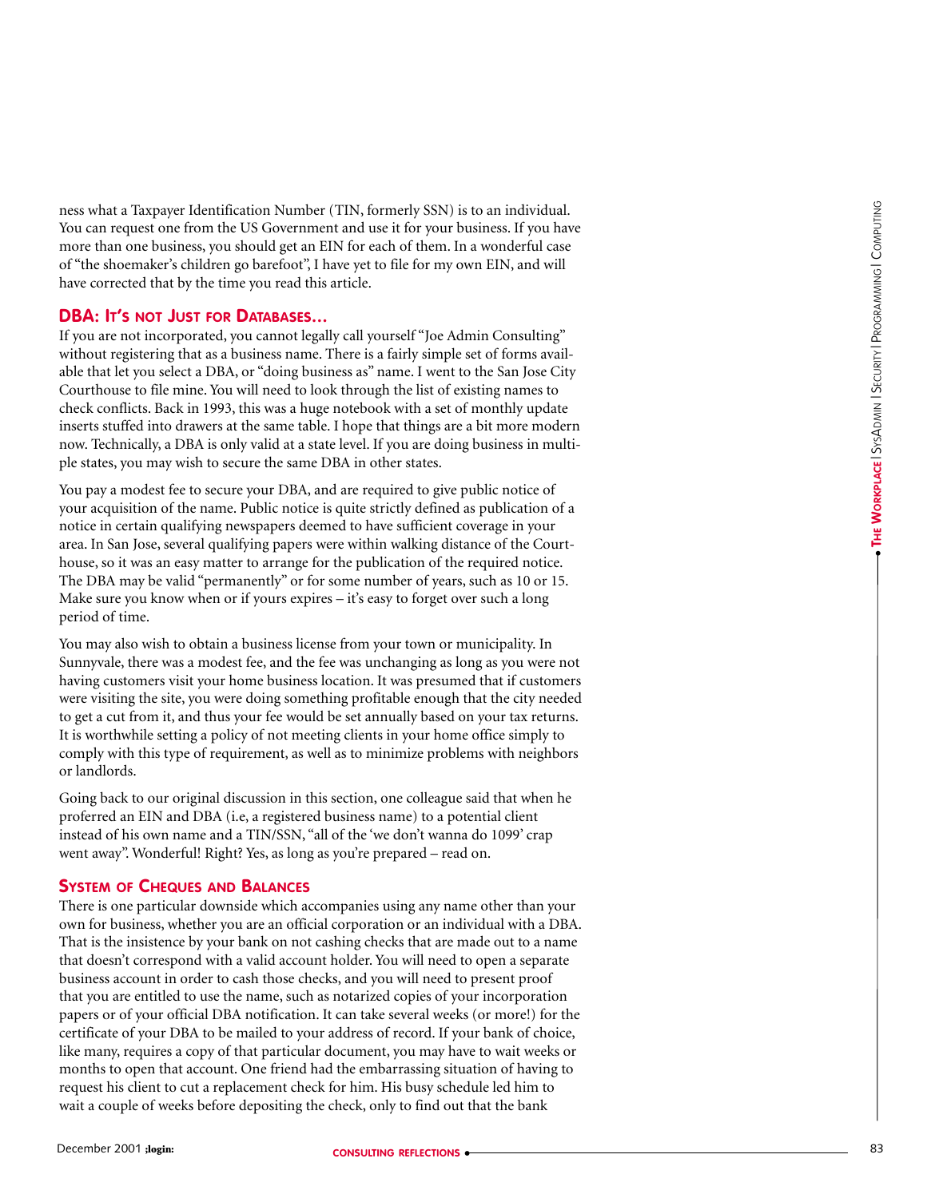ness what a Taxpayer Identification Number (TIN, formerly SSN) is to an individual. You can request one from the US Government and use it for your business. If you have more than one business, you should get an EIN for each of them. In a wonderful case of "the shoemaker's children go barefoot", I have yet to file for my own EIN, and will have corrected that by the time you read this article.

## DBA: It's not Just for Databases...

If you are not incorporated, you cannot legally call yourself "Joe Admin Consulting" without registering that as a business name. There is a fairly simple set of forms available that let you select a DBA, or "doing business as" name. I went to the San Jose City Courthouse to file mine. You will need to look through the list of existing names to check conflicts. Back in 1993, this was a huge notebook with a set of monthly update inserts stuffed into drawers at the same table. I hope that things are a bit more modern now. Technically, a DBA is only valid at a state level. If you are doing business in multiple states, you may wish to secure the same DBA in other states.

You pay a modest fee to secure your DBA, and are required to give public notice of your acquisition of the name. Public notice is quite strictly defined as publication of a notice in certain qualifying newspapers deemed to have sufficient coverage in your area. In San Jose, several qualifying papers were within walking distance of the Courthouse, so it was an easy matter to arrange for the publication of the required notice. The DBA may be valid "permanently" or for some number of years, such as 10 or 15. Make sure you know when or if yours expires – it's easy to forget over such a long period of time.

You may also wish to obtain a business license from your town or municipality. In Sunnyvale, there was a modest fee, and the fee was unchanging as long as you were not having customers visit your home business location. It was presumed that if customers were visiting the site, you were doing something profitable enough that the city needed to get a cut from it, and thus your fee would be set annually based on your tax returns. It is worthwhile setting a policy of not meeting clients in your home office simply to comply with this type of requirement, as well as to minimize problems with neighbors or landlords.

Going back to our original discussion in this section, one colleague said that when he proferred an EIN and DBA (i.e, a registered business name) to a potential client instead of his own name and a TIN/SSN, "all of the 'we don't wanna do 1099' crap went away". Wonderful! Right? Yes, as long as you're prepared – read on.

## System of Cheques and Balances

There is one particular downside which accompanies using any name other than your own for business, whether you are an official corporation or an individual with a DBA. That is the insistence by your bank on not cashing checks that are made out to a name that doesn't correspond with a valid account holder. You will need to open a separate business account in order to cash those checks, and you will need to present proof that you are entitled to use the name, such as notarized copies of your incorporation papers or of your official DBA notification. It can take several weeks (or more!) for the certificate of your DBA to be mailed to your address of record. If your bank of choice, like many, requires a copy of that particular document, you may have to wait weeks or months to open that account. One friend had the embarrassing situation of having to request his client to cut a replacement check for him. His busy schedule led him to wait a couple of weeks before depositing the check, only to find out that the bank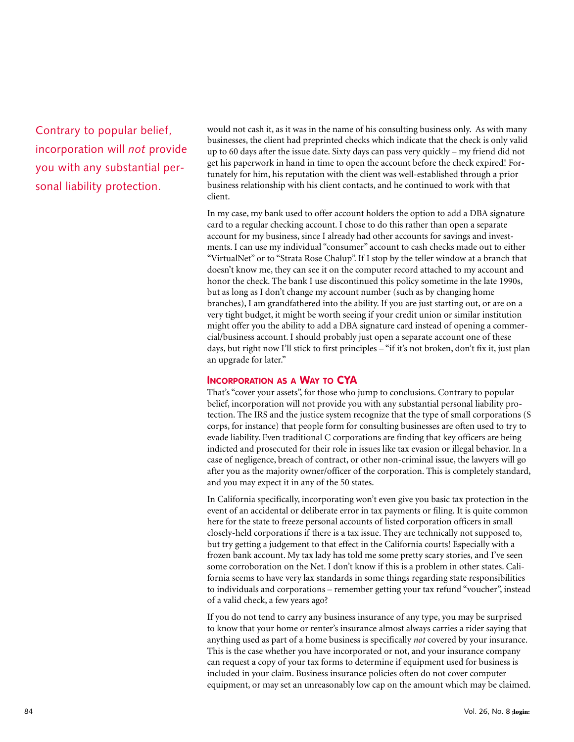Contrary to popular belief, incorporation will *not* provide you with any substantial personal liability protection.

would not cash it, as it was in the name of his consulting business only. As with many businesses, the client had preprinted checks which indicate that the check is only valid up to 60 days after the issue date. Sixty days can pass very quickly – my friend did not get his paperwork in hand in time to open the account before the check expired! Fortunately for him, his reputation with the client was well-established through a prior business relationship with his client contacts, and he continued to work with that client.

In my case, my bank used to offer account holders the option to add a DBA signature card to a regular checking account. I chose to do this rather than open a separate account for my business, since I already had other accounts for savings and investments. I can use my individual "consumer" account to cash checks made out to either "VirtualNet" or to "Strata Rose Chalup". If I stop by the teller window at a branch that doesn't know me, they can see it on the computer record attached to my account and honor the check. The bank I use discontinued this policy sometime in the late 1990s, but as long as I don't change my account number (such as by changing home branches), I am grandfathered into the ability. If you are just starting out, or are on a very tight budget, it might be worth seeing if your credit union or similar institution might offer you the ability to add a DBA signature card instead of opening a commercial/business account. I should probably just open a separate account one of these days, but right now I'll stick to first principles – "if it's not broken, don't fix it, just plan an upgrade for later."

## Incorporation as a Way to CYA

That's "cover your assets", for those who jump to conclusions. Contrary to popular belief, incorporation will not provide you with any substantial personal liability protection. The IRS and the justice system recognize that the type of small corporations (S corps, for instance) that people form for consulting businesses are often used to try to evade liability. Even traditional C corporations are finding that key officers are being indicted and prosecuted for their role in issues like tax evasion or illegal behavior. In a case of negligence, breach of contract, or other non-criminal issue, the lawyers will go after you as the majority owner/officer of the corporation. This is completely standard, and you may expect it in any of the 50 states.

In California specifically, incorporating won't even give you basic tax protection in the event of an accidental or deliberate error in tax payments or filing. It is quite common here for the state to freeze personal accounts of listed corporation officers in small closely-held corporations if there is a tax issue. They are technically not supposed to, but try getting a judgement to that effect in the California courts! Especially with a frozen bank account. My tax lady has told me some pretty scary stories, and I've seen some corroboration on the Net. I don't know if this is a problem in other states. California seems to have very lax standards in some things regarding state responsibilities to individuals and corporations – remember getting your tax refund "voucher", instead of a valid check, a few years ago?

If you do not tend to carry any business insurance of any type, you may be surprised to know that your home or renter's insurance almost always carries a rider saying that anything used as part of a home business is specifically *not* covered by your insurance. This is the case whether you have incorporated or not, and your insurance company can request a copy of your tax forms to determine if equipment used for business is included in your claim. Business insurance policies often do not cover computer equipment, or may set an unreasonably low cap on the amount which may be claimed.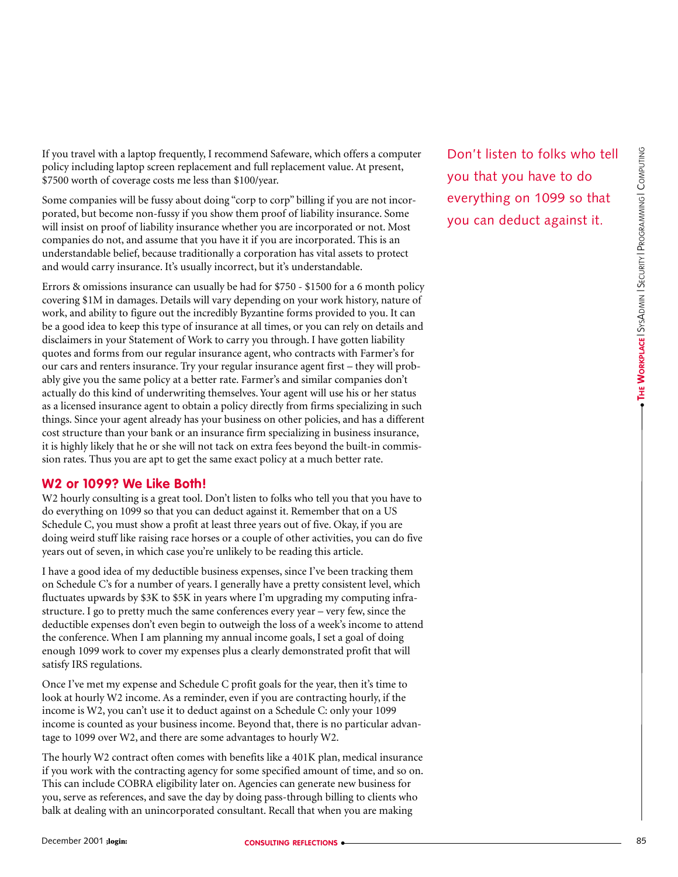If you travel with a laptop frequently, I recommend Safeware, which offers a computer policy including laptop screen replacement and full replacement value. At present, $7500 worth of coverage costs me less than $100/year.

Some companies will be fussy about doing "corp to corp" billing if you are not incorporated, but become non-fussy if you show them proof of liability insurance. Some will insist on proof of liability insurance whether you are incorporated or not. Most companies do not, and assume that you have it if you are incorporated. This is an understandable belief, because traditionally a corporation has vital assets to protect and would carry insurance. It's usually incorrect, but it's understandable.

Errors & omissions insurance can usually be had for $750 - $1500 for a 6 month policy covering $1M in damages. Details will vary depending on your work history, nature of work, and ability to figure out the incredibly Byzantine forms provided to you. It can be a good idea to keep this type of insurance at all times, or you can rely on details and disclaimers in your Statement of Work to carry you through. I have gotten liability quotes and forms from our regular insurance agent, who contracts with Farmer's for our cars and renters insurance. Try your regular insurance agent first – they will probably give you the same policy at a better rate. Farmer's and similar companies don't actually do this kind of underwriting themselves. Your agent will use his or her status as a licensed insurance agent to obtain a policy directly from firms specializing in such things. Since your agent already has your business on other policies, and has a different cost structure than your bank or an insurance firm specializing in business insurance, it is highly likely that he or she will not tack on extra fees beyond the built-in commission rates. Thus you are apt to get the same exact policy at a much better rate.

## W2 or 1099? We Like Both!

W2 hourly consulting is a great tool. Don't listen to folks who tell you that you have to do everything on 1099 so that you can deduct against it. Remember that on a US Schedule C, you must show a profit at least three years out of five. Okay, if you are doing weird stuff like raising race horses or a couple of other activities, you can do five years out of seven, in which case you're unlikely to be reading this article.

I have a good idea of my deductible business expenses, since I've been tracking them on Schedule C's for a number of years. I generally have a pretty consistent level, which fluctuates upwards by $3K to $5K in years where I'm upgrading my computing infrastructure. I go to pretty much the same conferences every year – very few, since the deductible expenses don't even begin to outweigh the loss of a week's income to attend the conference. When I am planning my annual income goals, I set a goal of doing enough 1099 work to cover my expenses plus a clearly demonstrated profit that will satisfy IRS regulations.

Once I've met my expense and Schedule C profit goals for the year, then it's time to look at hourly W2 income. As a reminder, even if you are contracting hourly, if the income is W2, you can't use it to deduct against on a Schedule C: only your 1099 income is counted as your business income. Beyond that, there is no particular advantage to 1099 over W2, and there are some advantages to hourly W2.

The hourly W2 contract often comes with benefits like a 401K plan, medical insurance if you work with the contracting agency for some specified amount of time, and so on. This can include COBRA eligibility later on. Agencies can generate new business for you, serve as references, and save the day by doing pass-through billing to clients who balk at dealing with an unincorporated consultant. Recall that when you are making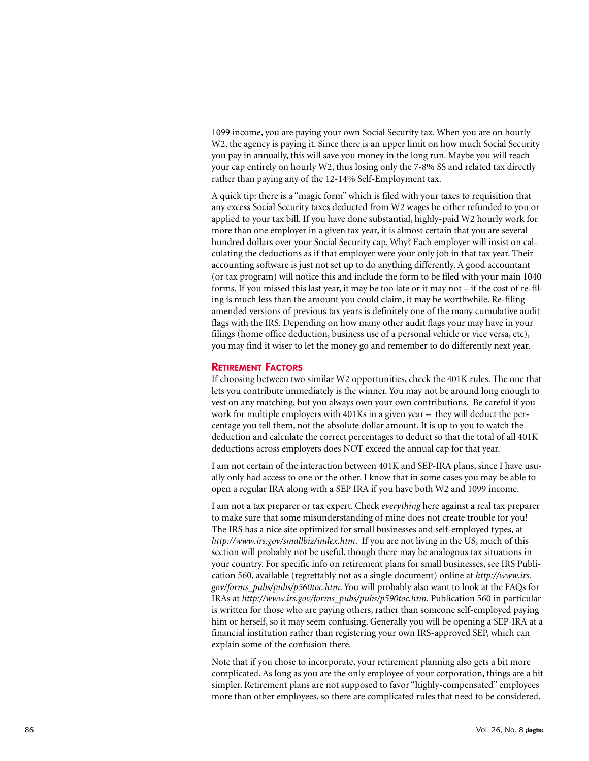1099 income, you are paying your own Social Security tax. When you are on hourly W2, the agency is paying it. Since there is an upper limit on how much Social Security you pay in annually, this will save you money in the long run. Maybe you will reach your cap entirely on hourly W2, thus losing only the 7-8% SS and related tax directly rather than paying any of the 12-14% Self-Employment tax.

A quick tip: there is a "magic form" which is filed with your taxes to requisition that any excess Social Security taxes deducted from W2 wages be either refunded to you or applied to your tax bill. If you have done substantial, highly-paid W2 hourly work for more than one employer in a given tax year, it is almost certain that you are several hundred dollars over your Social Security cap. Why? Each employer will insist on calculating the deductions as if that employer were your only job in that tax year. Their accounting software is just not set up to do anything differently. A good accountant (or tax program) will notice this and include the form to be filed with your main 1040 forms. If you missed this last year, it may be too late or it may not – if the cost of re-filing is much less than the amount you could claim, it may be worthwhile. Re-filing amended versions of previous tax years is definitely one of the many cumulative audit flags with the IRS. Depending on how many other audit flags your may have in your filings (home office deduction, business use of a personal vehicle or vice versa, etc), you may find it wiser to let the money go and remember to do differently next year.

## Retirement Factors

If choosing between two similar W2 opportunities, check the 401K rules. The one that lets you contribute immediately is the winner. You may not be around long enough to vest on any matching, but you always own your own contributions. Be careful if you work for multiple employers with 401Ks in a given year – they will deduct the percentage you tell them, not the absolute dollar amount. It is up to you to watch the deduction and calculate the correct percentages to deduct so that the total of all 401K deductions across employers does NOT exceed the annual cap for that year.

I am not certain of the interaction between 401K and SEP-IRA plans, since I have usually only had access to one or the other. I know that in some cases you may be able to open a regular IRA along with a SEP IRA if you have both W2 and 1099 income.

I am not a tax preparer or tax expert. Check *everything* here against a real tax preparer to make sure that some misunderstanding of mine does not create trouble for you! The IRS has a nice site optimized for small businesses and self-employed types, at *http://www.irs.gov/smallbiz/index.htm*. If you are not living in the US, much of this section will probably not be useful, though there may be analogous tax situations in your country. For specific info on retirement plans for small businesses, see IRS Publication 560, available (regrettably not as a single document) online at *http://www.irs.gov/forms_pubs/pubs/p560toc.htm*. You will probably also want to look at the FAQs for IRAs at *http://www.irs.gov/forms_pubs/pubs/p590toc.htm*. Publication 560 in particular is written for those who are paying others, rather than someone self-employed paying him or herself, so it may seem confusing. Generally you will be opening a SEP-IRA at a financial institution rather than registering your own IRS-approved SEP, which can explain some of the confusion there.

Note that if you chose to incorporate, your retirement planning also gets a bit more complicated. As long as you are the only employee of your corporation, things are a bit simpler. Retirement plans are not supposed to favor "highly-compensated" employees more than other employees, so there are complicated rules that need to be considered.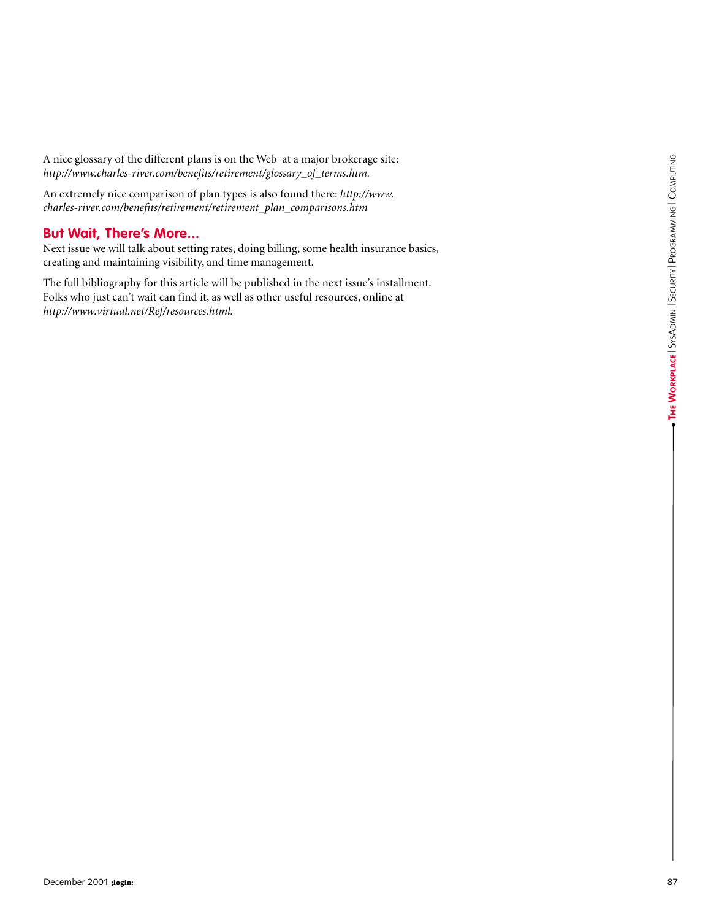A nice glossary of the different plans is on the Web at a major brokerage site: *http://www.charles-river.com/benefits/retirement/glossary_of_terms.htm.*

An extremely nice comparison of plan types is also found there: *http://www.charles-river.com/benefits/retirement/retirement_plan_comparisons.htm*

## But Wait, There's More...

Next issue we will talk about setting rates, doing billing, some health insurance basics, creating and maintaining visibility, and time management.

The full bibliography for this article will be published in the next issue's installment. Folks who just can't wait can find it, as well as other useful resources, online at *http://www.virtual.net/Ref/resources.html.*